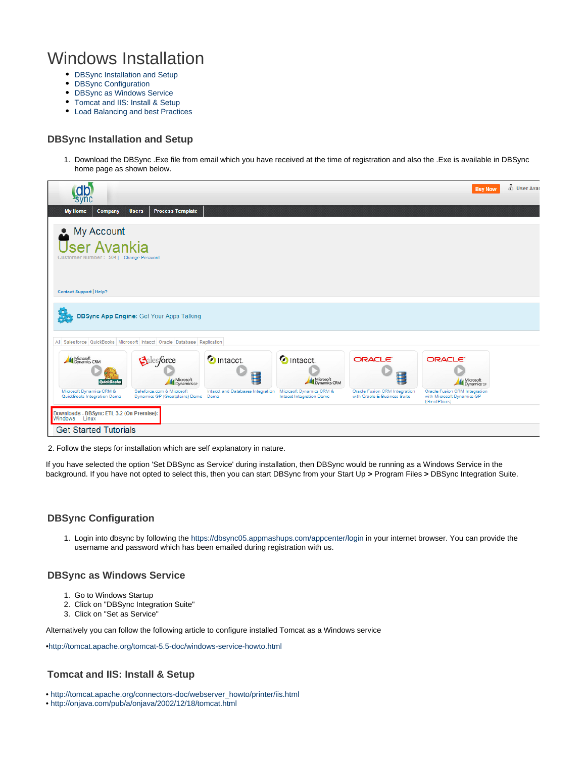# Windows Installation

- DBSync Installation and Setup
- DBSync Configuration
- DBSync as Windows Service
- Tomcat and IIS: Install & Setup
- Load Balancing and best Practices

### DBSync Installation and Setup

1. Download the DBSync .Exe file from email which you have received at the time of registration and also the .Exe is available in DBSync home page as shown below.

2. Follow the steps for installation which are self explanatory in nature.

If you have selected the option 'Set DBSync as Service' during installation, then DBSync would be running as a Windows Service in the background. If you have not opted to select this, then you can start DBSync from your Start Up **>** Program Files **>** DBSync Integration Suite.

### DBSync Configuration

1. Login into dbsync by following the https://dbsync05.appmashups.com/appcenter/login in your internet browser. You can provide the username and password which has been emailed during registration with us.

### DBSync as Windows Service

1. Go to Windows Startup
2. Click on "DBSync Integration Suite"
3. Click on "Set as Service"

Alternatively you can follow the following article to configure installed Tomcat as a Windows service

•http://tomcat.apache.org/tomcat-5.5-doc/windows-service-howto.html

### Tomcat and IIS: Install & Setup

• http://tomcat.apache.org/connectors-doc/webserver_howto/printer/iis.html
• http://onjava.com/pub/a/onjava/2002/12/18/tomcat.html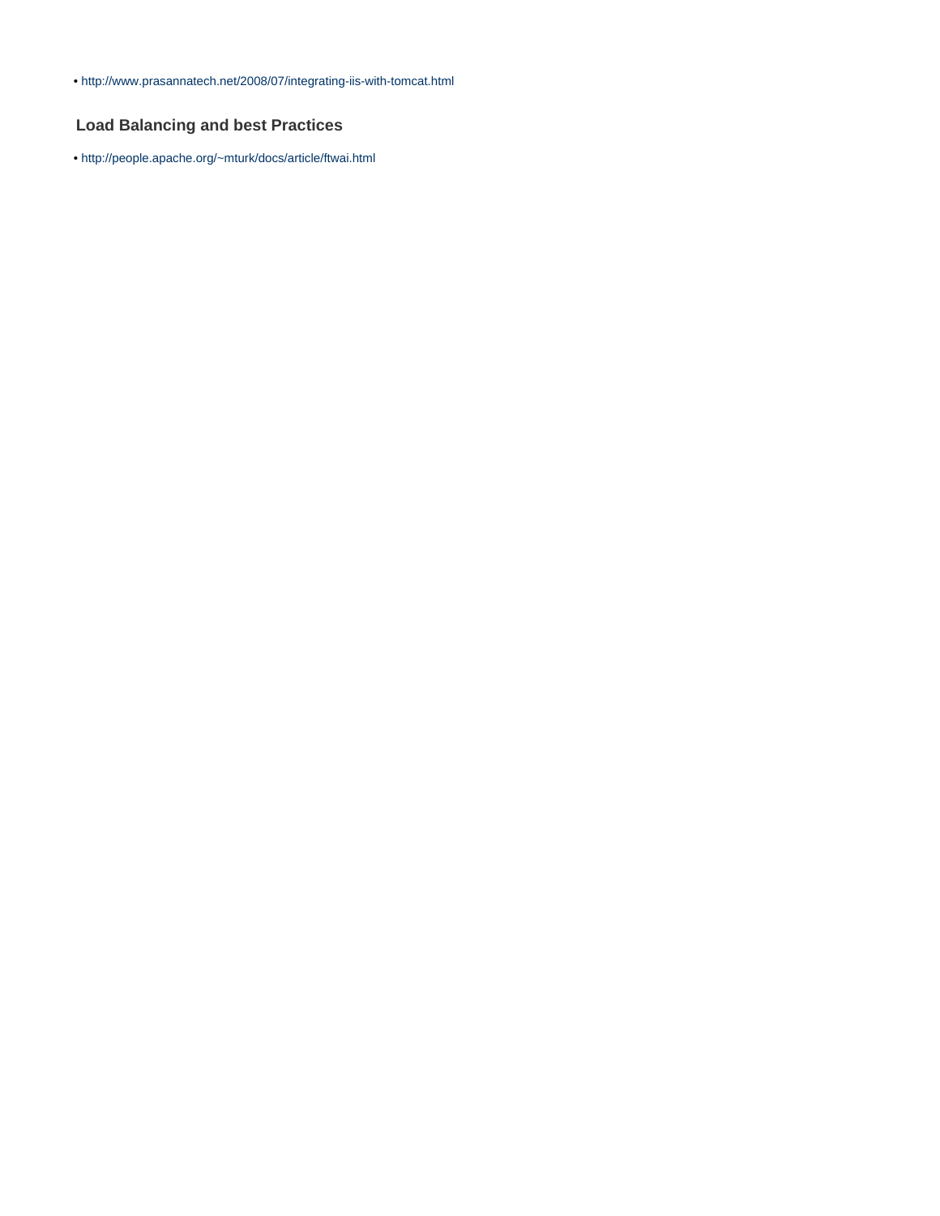- http://www.prasannatech.net/2008/07/integrating-iis-with-tomcat.html

### Load Balancing and best Practices

- http://people.apache.org/~mturk/docs/article/ftwai.html